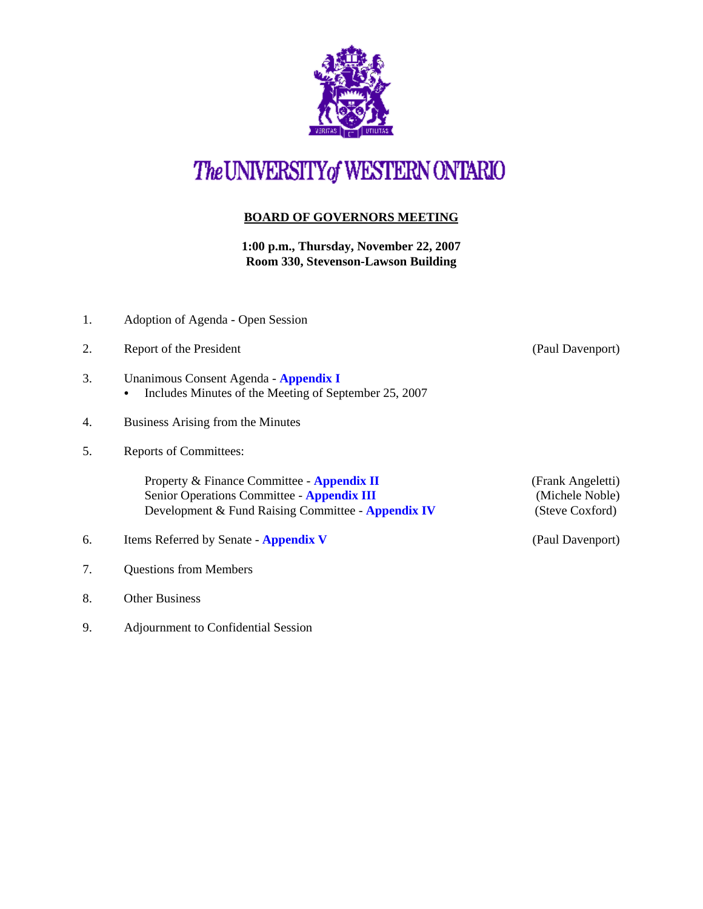# The UNIVERSITY of WESTERN ONTARIO

## BOARD OF GOVERNORS MEETING

**1:00 p.m., Thursday, November 22, 2007**
**Room 330, Stevenson-Lawson Building**

1. Adoption of Agenda - Open Session
2. Report of the President (Paul Davenport)
3. Unanimous Consent Agenda - **Appendix I**
   - Includes Minutes of the Meeting of September 25, 2007
4. Business Arising from the Minutes
5. Reports of Committees:

   Property & Finance Committee - **Appendix II** (Frank Angeletti)
   Senior Operations Committee - **Appendix III** (Michele Noble)
   Development & Fund Raising Committee - **Appendix IV** (Steve Coxford)

6. Items Referred by Senate - **Appendix V** (Paul Davenport)
7. Questions from Members
8. Other Business
9. Adjournment to Confidential Session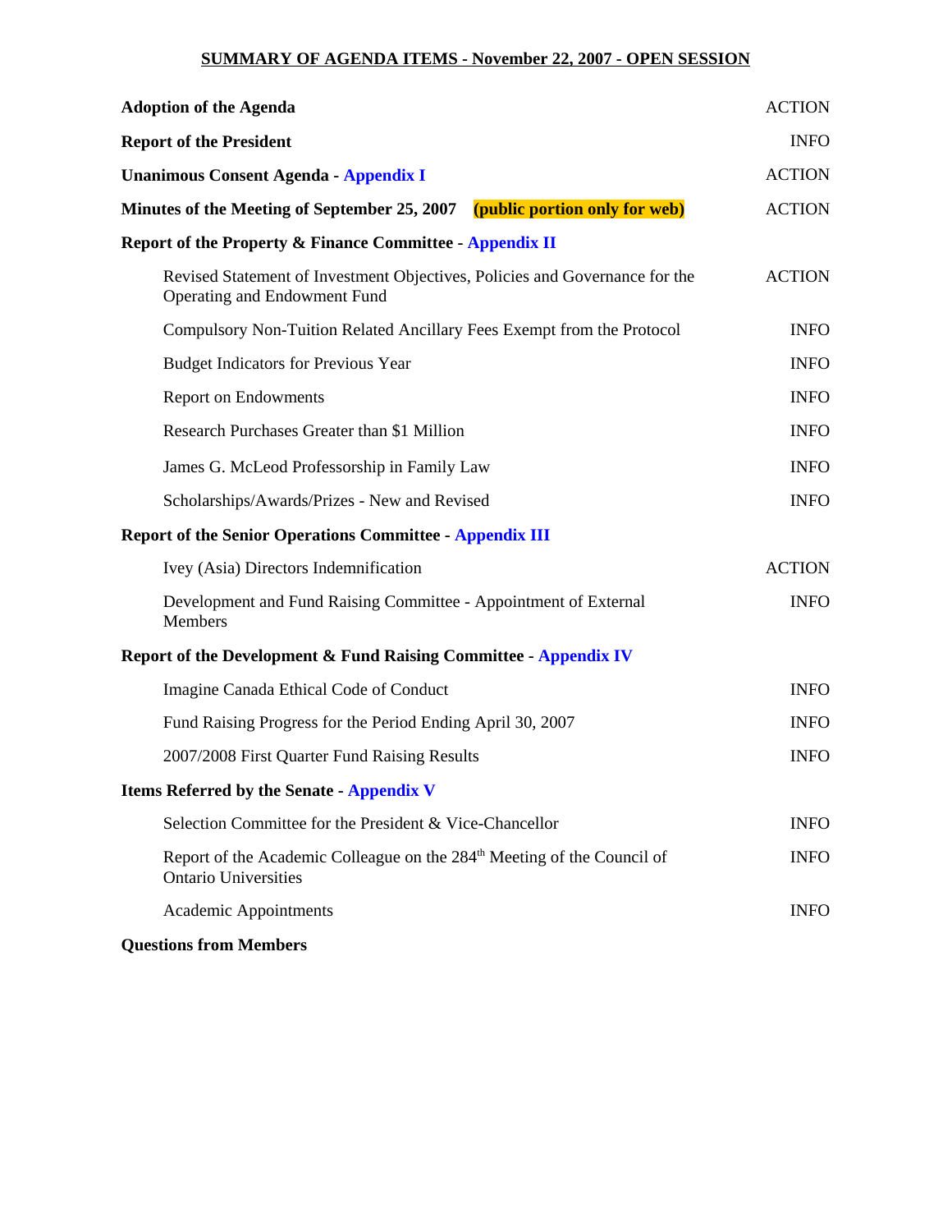# SUMMARY OF AGENDA ITEMS - November 22, 2007 - OPEN SESSION

| | |
|---|---|
| **Adoption of the Agenda** | ACTION |
| **Report of the President** | INFO |
| **Unanimous Consent Agenda - Appendix I** | ACTION |
| **Minutes of the Meeting of September 25, 2007 (public portion only for web)** | ACTION |
| **Report of the Property & Finance Committee - Appendix II** | |
| Revised Statement of Investment Objectives, Policies and Governance for the Operating and Endowment Fund | ACTION |
| Compulsory Non-Tuition Related Ancillary Fees Exempt from the Protocol | INFO |
| Budget Indicators for Previous Year | INFO |
| Report on Endowments | INFO |
| Research Purchases Greater than $1 Million | INFO |
| James G. McLeod Professorship in Family Law | INFO |
| Scholarships/Awards/Prizes - New and Revised | INFO |
| **Report of the Senior Operations Committee - Appendix III** | |
| Ivey (Asia) Directors Indemnification | ACTION |
| Development and Fund Raising Committee - Appointment of External Members | INFO |
| **Report of the Development & Fund Raising Committee - Appendix IV** | |
| Imagine Canada Ethical Code of Conduct | INFO |
| Fund Raising Progress for the Period Ending April 30, 2007 | INFO |
| 2007/2008 First Quarter Fund Raising Results | INFO |
| **Items Referred by the Senate - Appendix V** | |
| Selection Committee for the President & Vice-Chancellor | INFO |
| Report of the Academic Colleague on the 284th Meeting of the Council of Ontario Universities | INFO |
| Academic Appointments | INFO |
| **Questions from Members** | |